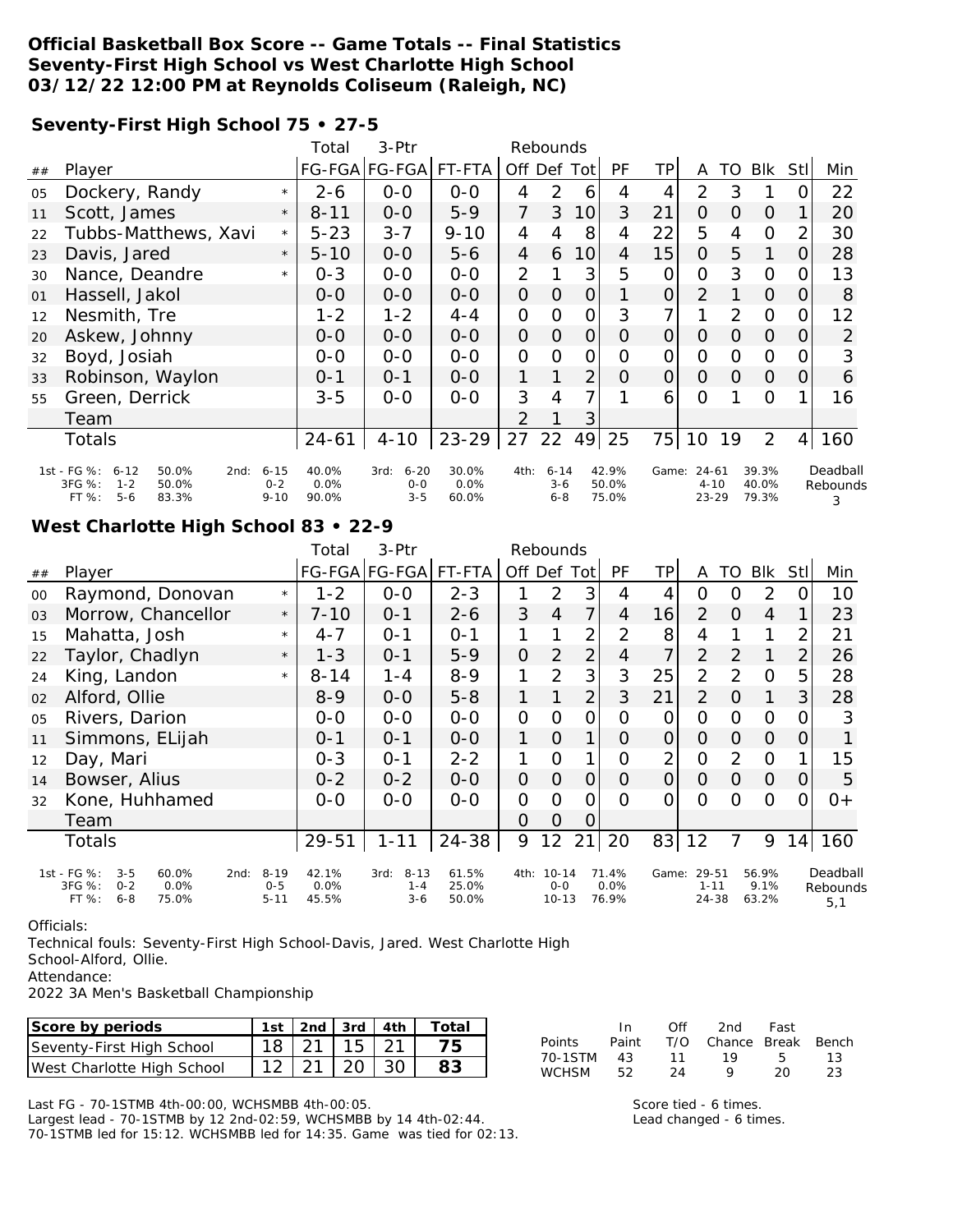**Official Basketball Box Score -- Game Totals -- Final Statistics**
**Seventy-First High School vs West Charlotte High School**
**03/12/22 12:00 PM at Reynolds Coliseum (Raleigh, NC)**

## Seventy-First High School 75 • 27-5

| ## | Player | | Total FG-FGA | 3-Ptr FG-FGA | FT-FTA | Rebounds Off | Def | Tot | PF | TP | A | TO | Blk | Stl | Min |
|---|---|---|---|---|---|---|---|---|---|---|---|---|---|---|---|
| 05 | Dockery, Randy | * | 2-6 | 0-0 | 0-0 | 4 | 2 | 6 | 4 | 4 | 2 | 3 | 1 | 0 | 22 |
| 11 | Scott, James | * | 8-11 | 0-0 | 5-9 | 7 | 3 | 10 | 3 | 21 | 0 | 0 | 0 | 1 | 20 |
| 22 | Tubbs-Matthews, Xavi | * | 5-23 | 3-7 | 9-10 | 4 | 4 | 8 | 4 | 22 | 5 | 4 | 0 | 2 | 30 |
| 23 | Davis, Jared | * | 5-10 | 0-0 | 5-6 | 4 | 6 | 10 | 4 | 15 | 0 | 5 | 1 | 0 | 28 |
| 30 | Nance, Deandre | * | 0-3 | 0-0 | 0-0 | 2 | 1 | 3 | 5 | 0 | 0 | 3 | 0 | 0 | 13 |
| 01 | Hassell, Jakol | | 0-0 | 0-0 | 0-0 | 0 | 0 | 0 | 1 | 0 | 2 | 1 | 0 | 0 | 8 |
| 12 | Nesmith, Tre | | 1-2 | 1-2 | 4-4 | 0 | 0 | 0 | 3 | 7 | 1 | 2 | 0 | 0 | 12 |
| 20 | Askew, Johnny | | 0-0 | 0-0 | 0-0 | 0 | 0 | 0 | 0 | 0 | 0 | 0 | 0 | 0 | 2 |
| 32 | Boyd, Josiah | | 0-0 | 0-0 | 0-0 | 0 | 0 | 0 | 0 | 0 | 0 | 0 | 0 | 0 | 3 |
| 33 | Robinson, Waylon | | 0-1 | 0-1 | 0-0 | 1 | 1 | 2 | 0 | 0 | 0 | 0 | 0 | 0 | 6 |
| 55 | Green, Derrick | | 3-5 | 0-0 | 0-0 | 3 | 4 | 7 | 1 | 6 | 0 | 1 | 0 | 1 | 16 |
| | Team | | | | | 2 | 1 | 3 | | | | | | | |
| | Totals | | 24-61 | 4-10 | 23-29 | 27 | 22 | 49 | 25 | 75 | 10 | 19 | 2 | 4 | 160 |

| | 1st | | 2nd | | 3rd | | 4th | | Game | | Deadball Rebounds |
|---|---|---|---|---|---|---|---|---|---|---|---|
| FG % | 6-12 | 50.0% | 6-15 | 40.0% | 6-20 | 30.0% | 6-14 | 42.9% | 24-61 | 39.3% | 3 |
| 3FG % | 1-2 | 50.0% | 0-2 | 0.0% | 0-0 | 0.0% | 3-6 | 50.0% | 4-10 | 40.0% | |
| FT % | 5-6 | 83.3% | 9-10 | 90.0% | 3-5 | 60.0% | 6-8 | 75.0% | 23-29 | 79.3% | |

## West Charlotte High School 83 • 22-9

| ## | Player | | Total FG-FGA | 3-Ptr FG-FGA | FT-FTA | Rebounds Off | Def | Tot | PF | TP | A | TO | Blk | Stl | Min |
|---|---|---|---|---|---|---|---|---|---|---|---|---|---|---|---|
| 00 | Raymond, Donovan | * | 1-2 | 0-0 | 2-3 | 1 | 2 | 3 | 4 | 4 | 0 | 0 | 2 | 0 | 10 |
| 03 | Morrow, Chancellor | * | 7-10 | 0-1 | 2-6 | 3 | 4 | 7 | 4 | 16 | 2 | 0 | 4 | 1 | 23 |
| 15 | Mahatta, Josh | * | 4-7 | 0-1 | 0-1 | 1 | 1 | 2 | 2 | 8 | 4 | 1 | 1 | 2 | 21 |
| 22 | Taylor, Chadlyn | * | 1-3 | 0-1 | 5-9 | 0 | 2 | 2 | 4 | 7 | 2 | 2 | 1 | 2 | 26 |
| 24 | King, Landon | * | 8-14 | 1-4 | 8-9 | 1 | 2 | 3 | 3 | 25 | 2 | 2 | 0 | 5 | 28 |
| 02 | Alford, Ollie | | 8-9 | 0-0 | 5-8 | 1 | 1 | 2 | 3 | 21 | 2 | 0 | 1 | 3 | 28 |
| 05 | Rivers, Darion | | 0-0 | 0-0 | 0-0 | 0 | 0 | 0 | 0 | 0 | 0 | 0 | 0 | 0 | 3 |
| 11 | Simmons, ELijah | | 0-1 | 0-1 | 0-0 | 1 | 0 | 1 | 0 | 0 | 0 | 0 | 0 | 0 | 1 |
| 12 | Day, Mari | | 0-3 | 0-1 | 2-2 | 1 | 0 | 1 | 0 | 2 | 0 | 2 | 0 | 1 | 15 |
| 14 | Bowser, Alius | | 0-2 | 0-2 | 0-0 | 0 | 0 | 0 | 0 | 0 | 0 | 0 | 0 | 0 | 5 |
| 32 | Kone, Huhhamed | | 0-0 | 0-0 | 0-0 | 0 | 0 | 0 | 0 | 0 | 0 | 0 | 0 | 0 | 0+ |
| | Team | | | | | 0 | 0 | 0 | | | | | | | |
| | Totals | | 29-51 | 1-11 | 24-38 | 9 | 12 | 21 | 20 | 83 | 12 | 7 | 9 | 14 | 160 |

| | 1st | | 2nd | | 3rd | | 4th | | Game | | Deadball Rebounds |
|---|---|---|---|---|---|---|---|---|---|---|---|
| FG % | 3-5 | 60.0% | 8-19 | 42.1% | 8-13 | 61.5% | 10-14 | 71.4% | 29-51 | 56.9% | 5,1 |
| 3FG % | 0-2 | 0.0% | 0-5 | 0.0% | 1-4 | 25.0% | 0-0 | 0.0% | 1-11 | 9.1% | |
| FT % | 6-8 | 75.0% | 5-11 | 45.5% | 3-6 | 50.0% | 10-13 | 76.9% | 24-38 | 63.2% | |

Officials:
Technical fouls: Seventy-First High School-Davis, Jared. West Charlotte High School-Alford, Ollie.
Attendance:
2022 3A Men's Basketball Championship

| Score by periods | 1st | 2nd | 3rd | 4th | Total |
|---|---|---|---|---|---|
| Seventy-First High School | 18 | 21 | 15 | 21 | 75 |
| West Charlotte High School | 12 | 21 | 20 | 30 | 83 |

| Points | In Paint | Off T/O | 2nd Chance | Fast Break | Bench |
|---|---|---|---|---|---|
| 70-1STM | 43 | 11 | 19 | 5 | 13 |
| WCHSM | 52 | 24 | 9 | 20 | 23 |

Last FG - 70-1STMB 4th-00:00, WCHSMBB 4th-00:05.
Largest lead - 70-1STMB by 12 2nd-02:59, WCHSMBB by 14 4th-02:44.
70-1STMB led for 15:12. WCHSMBB led for 14:35. Game was tied for 02:13.

Score tied - 6 times.
Lead changed - 6 times.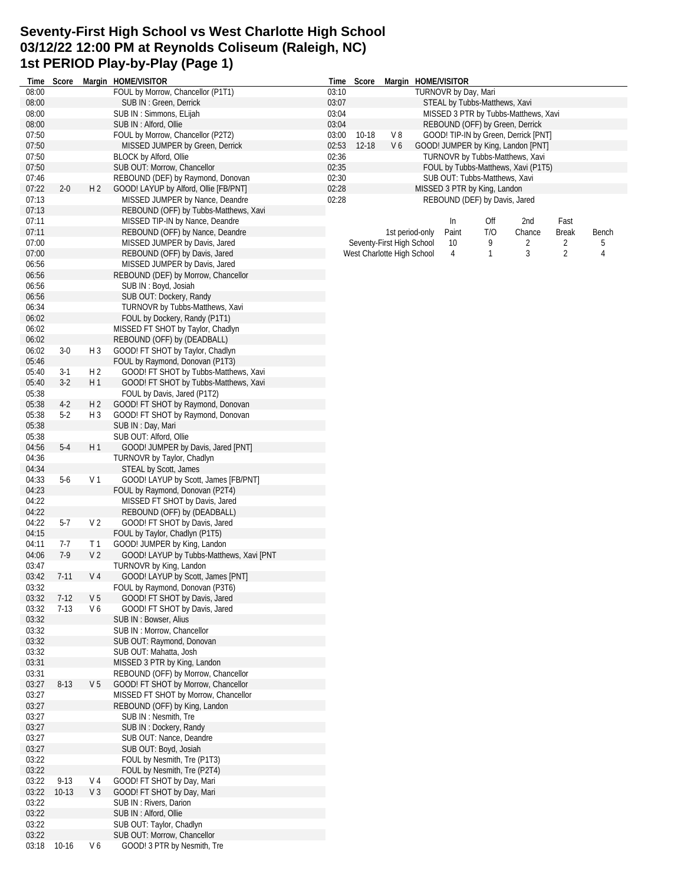# Seventy-First High School vs West Charlotte High School
# 03/12/22 12:00 PM at Reynolds Coliseum (Raleigh, NC)
# 1st PERIOD Play-by-Play (Page 1)

| Time | Score | Margin | HOME/VISITOR |
|---|---|---|---|
| 08:00 | | | FOUL by Morrow, Chancellor (P1T1) |
| 08:00 | | | SUB IN : Green, Derrick |
| 08:00 | | | SUB IN : Simmons, ELijah |
| 08:00 | | | SUB IN : Alford, Ollie |
| 07:50 | | | FOUL by Morrow, Chancellor (P2T2) |
| 07:50 | | | MISSED JUMPER by Green, Derrick |
| 07:50 | | | BLOCK by Alford, Ollie |
| 07:50 | | | SUB OUT: Morrow, Chancellor |
| 07:46 | | | REBOUND (DEF) by Raymond, Donovan |
| 07:22 | 2-0 | H 2 | GOOD! LAYUP by Alford, Ollie [FB/PNT] |
| 07:13 | | | MISSED JUMPER by Nance, Deandre |
| 07:13 | | | REBOUND (OFF) by Tubbs-Matthews, Xavi |
| 07:11 | | | MISSED TIP-IN by Nance, Deandre |
| 07:11 | | | REBOUND (OFF) by Nance, Deandre |
| 07:00 | | | MISSED JUMPER by Davis, Jared |
| 07:00 | | | REBOUND (OFF) by Davis, Jared |
| 06:56 | | | MISSED JUMPER by Davis, Jared |
| 06:56 | | | REBOUND (DEF) by Morrow, Chancellor |
| 06:56 | | | SUB IN : Boyd, Josiah |
| 06:56 | | | SUB OUT: Dockery, Randy |
| 06:34 | | | TURNOVR by Tubbs-Matthews, Xavi |
| 06:02 | | | FOUL by Dockery, Randy (P1T1) |
| 06:02 | | | MISSED FT SHOT by Taylor, Chadlyn |
| 06:02 | | | REBOUND (OFF) by (DEADBALL) |
| 06:02 | 3-0 | H 3 | GOOD! FT SHOT by Taylor, Chadlyn |
| 05:46 | | | FOUL by Raymond, Donovan (P1T3) |
| 05:40 | 3-1 | H 2 | GOOD! FT SHOT by Tubbs-Matthews, Xavi |
| 05:40 | 3-2 | H 1 | GOOD! FT SHOT by Tubbs-Matthews, Xavi |
| 05:38 | | | FOUL by Davis, Jared (P1T2) |
| 05:38 | 4-2 | H 2 | GOOD! FT SHOT by Raymond, Donovan |
| 05:38 | 5-2 | H 3 | GOOD! FT SHOT by Raymond, Donovan |
| 05:38 | | | SUB IN : Day, Mari |
| 05:38 | | | SUB OUT: Alford, Ollie |
| 04:56 | 5-4 | H 1 | GOOD! JUMPER by Davis, Jared [PNT] |
| 04:36 | | | TURNOVR by Taylor, Chadlyn |
| 04:34 | | | STEAL by Scott, James |
| 04:33 | 5-6 | V 1 | GOOD! LAYUP by Scott, James [FB/PNT] |
| 04:23 | | | FOUL by Raymond, Donovan (P2T4) |
| 04:22 | | | MISSED FT SHOT by Davis, Jared |
| 04:22 | | | REBOUND (OFF) by (DEADBALL) |
| 04:22 | 5-7 | V 2 | GOOD! FT SHOT by Davis, Jared |
| 04:15 | | | FOUL by Taylor, Chadlyn (P1T5) |
| 04:11 | 7-7 | T 1 | GOOD! JUMPER by King, Landon |
| 04:06 | 7-9 | V 2 | GOOD! LAYUP by Tubbs-Matthews, Xavi [PNT |
| 03:47 | | | TURNOVR by King, Landon |
| 03:42 | 7-11 | V 4 | GOOD! LAYUP by Scott, James [PNT] |
| 03:32 | | | FOUL by Raymond, Donovan (P3T6) |
| 03:32 | 7-12 | V 5 | GOOD! FT SHOT by Davis, Jared |
| 03:32 | 7-13 | V 6 | GOOD! FT SHOT by Davis, Jared |
| 03:32 | | | SUB IN : Bowser, Alius |
| 03:32 | | | SUB IN : Morrow, Chancellor |
| 03:32 | | | SUB OUT: Raymond, Donovan |
| 03:32 | | | SUB OUT: Mahatta, Josh |
| 03:31 | | | MISSED 3 PTR by King, Landon |
| 03:31 | | | REBOUND (OFF) by Morrow, Chancellor |
| 03:27 | 8-13 | V 5 | GOOD! FT SHOT by Morrow, Chancellor |
| 03:27 | | | MISSED FT SHOT by Morrow, Chancellor |
| 03:27 | | | REBOUND (OFF) by King, Landon |
| 03:27 | | | SUB IN : Nesmith, Tre |
| 03:27 | | | SUB IN : Dockery, Randy |
| 03:27 | | | SUB OUT: Nance, Deandre |
| 03:27 | | | SUB OUT: Boyd, Josiah |
| 03:22 | | | FOUL by Nesmith, Tre (P1T3) |
| 03:22 | | | FOUL by Nesmith, Tre (P2T4) |
| 03:22 | 9-13 | V 4 | GOOD! FT SHOT by Day, Mari |
| 03:22 | 10-13 | V 3 | GOOD! FT SHOT by Day, Mari |
| 03:22 | | | SUB IN : Rivers, Darion |
| 03:22 | | | SUB IN : Alford, Ollie |
| 03:22 | | | SUB OUT: Taylor, Chadlyn |
| 03:22 | | | SUB OUT: Morrow, Chancellor |
| 03:18 | 10-16 | V 6 | GOOD! 3 PTR by Nesmith, Tre |
| 03:10 | | | TURNOVR by Day, Mari |
| 03:07 | | | STEAL by Tubbs-Matthews, Xavi |
| 03:04 | | | MISSED 3 PTR by Tubbs-Matthews, Xavi |
| 03:04 | | | REBOUND (OFF) by Green, Derrick |
| 03:00 | 10-18 | V 8 | GOOD! TIP-IN by Green, Derrick [PNT] |
| 02:53 | 12-18 | V 6 | GOOD! JUMPER by King, Landon [PNT] |
| 02:36 | | | TURNOVR by Tubbs-Matthews, Xavi |
| 02:35 | | | FOUL by Tubbs-Matthews, Xavi (P1T5) |
| 02:30 | | | SUB OUT: Tubbs-Matthews, Xavi |
| 02:28 | | | MISSED 3 PTR by King, Landon |
| 02:28 | | | REBOUND (DEF) by Davis, Jared |

| 1st period-only | In Paint | Off T/O | 2nd Chance | Fast Break | Bench |
|---|---|---|---|---|---|
| Seventy-First High School | 10 | 9 | 2 | 2 | 5 |
| West Charlotte High School | 4 | 1 | 3 | 2 | 4 |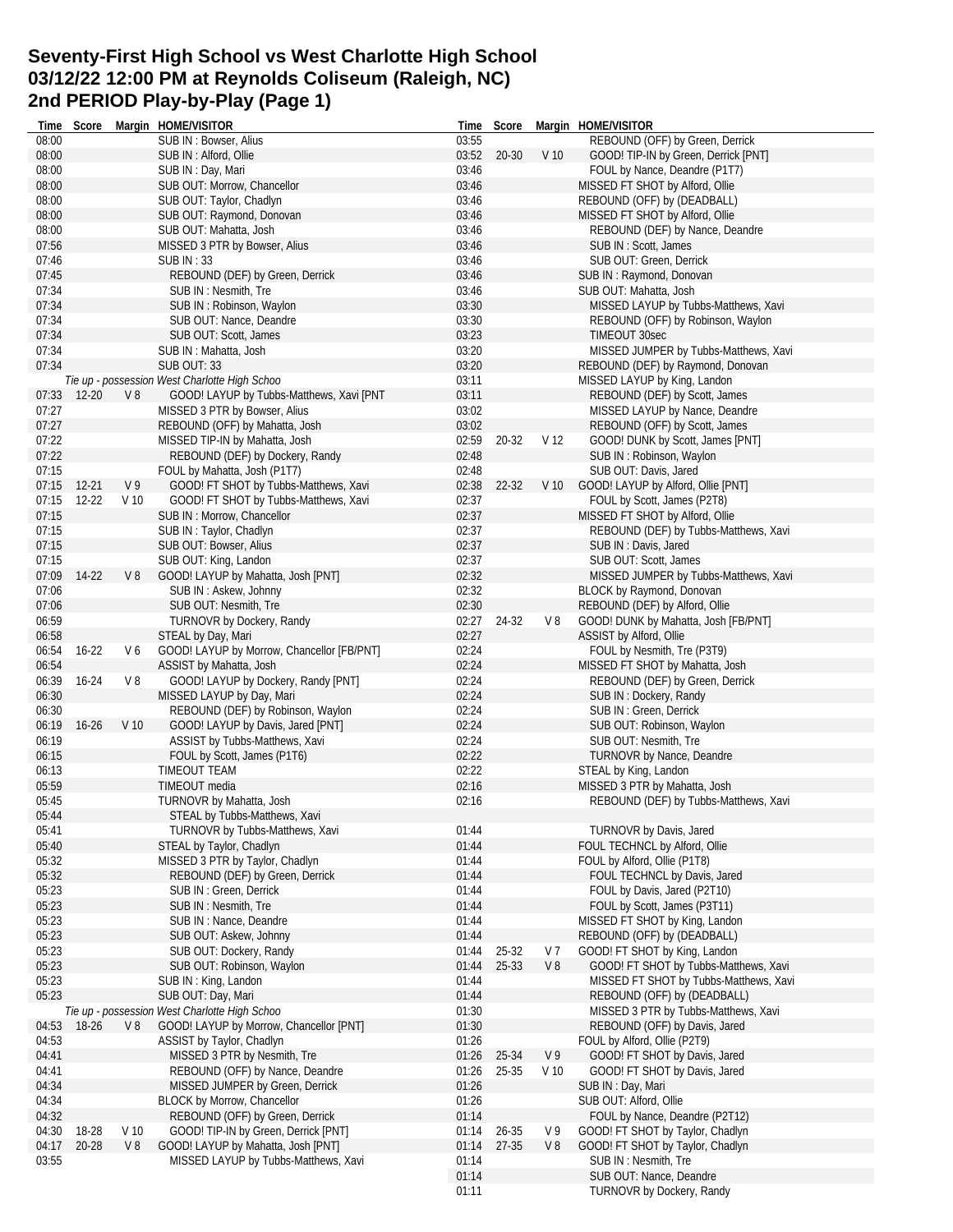# Seventy-First High School vs West Charlotte High School
# 03/12/22 12:00 PM at Reynolds Coliseum (Raleigh, NC)
# 2nd PERIOD Play-by-Play (Page 1)

| Time | Score | Margin | HOME/VISITOR |
|---|---|---|---|
| 08:00 | | | SUB IN : Bowser, Alius |
| 08:00 | | | SUB IN : Alford, Ollie |
| 08:00 | | | SUB IN : Day, Mari |
| 08:00 | | | SUB OUT: Morrow, Chancellor |
| 08:00 | | | SUB OUT: Taylor, Chadlyn |
| 08:00 | | | SUB OUT: Raymond, Donovan |
| 08:00 | | | SUB OUT: Mahatta, Josh |
| 07:56 | | | MISSED 3 PTR by Bowser, Alius |
| 07:46 | | | SUB IN : 33 |
| 07:45 | | | REBOUND (DEF) by Green, Derrick |
| 07:34 | | | SUB IN : Nesmith, Tre |
| 07:34 | | | SUB IN : Robinson, Waylon |
| 07:34 | | | SUB OUT: Nance, Deandre |
| 07:34 | | | SUB OUT: Scott, James |
| 07:34 | | | SUB IN : Mahatta, Josh |
| 07:34 | | | SUB OUT: 33 |
| | | | *Tie up - possession West Charlotte High Schoo* |
| 07:33 | 12-20 | V 8 | GOOD! LAYUP by Tubbs-Matthews, Xavi [PNT |
| 07:27 | | | MISSED 3 PTR by Bowser, Alius |
| 07:27 | | | REBOUND (OFF) by Mahatta, Josh |
| 07:22 | | | MISSED TIP-IN by Mahatta, Josh |
| 07:22 | | | REBOUND (DEF) by Dockery, Randy |
| 07:15 | | | FOUL by Mahatta, Josh (P1T7) |
| 07:15 | 12-21 | V 9 | GOOD! FT SHOT by Tubbs-Matthews, Xavi |
| 07:15 | 12-22 | V 10 | GOOD! FT SHOT by Tubbs-Matthews, Xavi |
| 07:15 | | | SUB IN : Morrow, Chancellor |
| 07:15 | | | SUB IN : Taylor, Chadlyn |
| 07:15 | | | SUB OUT: Bowser, Alius |
| 07:15 | | | SUB OUT: King, Landon |
| 07:09 | 14-22 | V 8 | GOOD! LAYUP by Mahatta, Josh [PNT] |
| 07:06 | | | SUB IN : Askew, Johnny |
| 07:06 | | | SUB OUT: Nesmith, Tre |
| 06:59 | | | TURNOVR by Dockery, Randy |
| 06:58 | | | STEAL by Day, Mari |
| 06:54 | 16-22 | V 6 | GOOD! LAYUP by Morrow, Chancellor [FB/PNT] |
| 06:54 | | | ASSIST by Mahatta, Josh |
| 06:39 | 16-24 | V 8 | GOOD! LAYUP by Dockery, Randy [PNT] |
| 06:30 | | | MISSED LAYUP by Day, Mari |
| 06:30 | | | REBOUND (DEF) by Robinson, Waylon |
| 06:19 | 16-26 | V 10 | GOOD! LAYUP by Davis, Jared [PNT] |
| 06:19 | | | ASSIST by Tubbs-Matthews, Xavi |
| 06:15 | | | FOUL by Scott, James (P1T6) |
| 06:13 | | | TIMEOUT TEAM |
| 05:59 | | | TIMEOUT media |
| 05:45 | | | TURNOVR by Mahatta, Josh |
| 05:44 | | | STEAL by Tubbs-Matthews, Xavi |
| 05:41 | | | TURNOVR by Tubbs-Matthews, Xavi |
| 05:40 | | | STEAL by Taylor, Chadlyn |
| 05:32 | | | MISSED 3 PTR by Taylor, Chadlyn |
| 05:32 | | | REBOUND (DEF) by Green, Derrick |
| 05:23 | | | SUB IN : Green, Derrick |
| 05:23 | | | SUB IN : Nesmith, Tre |
| 05:23 | | | SUB IN : Nance, Deandre |
| 05:23 | | | SUB OUT: Askew, Johnny |
| 05:23 | | | SUB OUT: Dockery, Randy |
| 05:23 | | | SUB OUT: Robinson, Waylon |
| 05:23 | | | SUB IN : King, Landon |
| 05:23 | | | SUB OUT: Day, Mari |
| | | | *Tie up - possession West Charlotte High Schoo* |
| 04:53 | 18-26 | V 8 | GOOD! LAYUP by Morrow, Chancellor [PNT] |
| 04:53 | | | ASSIST by Taylor, Chadlyn |
| 04:41 | | | MISSED 3 PTR by Nesmith, Tre |
| 04:41 | | | REBOUND (OFF) by Nance, Deandre |
| 04:34 | | | MISSED JUMPER by Green, Derrick |
| 04:34 | | | BLOCK by Morrow, Chancellor |
| 04:32 | | | REBOUND (OFF) by Green, Derrick |
| 04:30 | 18-28 | V 10 | GOOD! TIP-IN by Green, Derrick [PNT] |
| 04:17 | 20-28 | V 8 | GOOD! LAYUP by Mahatta, Josh [PNT] |
| 03:55 | | | MISSED LAYUP by Tubbs-Matthews, Xavi |
| 03:55 | | | REBOUND (OFF) by Green, Derrick |
| 03:52 | 20-30 | V 10 | GOOD! TIP-IN by Green, Derrick [PNT] |
| 03:46 | | | FOUL by Nance, Deandre (P1T7) |
| 03:46 | | | MISSED FT SHOT by Alford, Ollie |
| 03:46 | | | REBOUND (OFF) by (DEADBALL) |
| 03:46 | | | MISSED FT SHOT by Alford, Ollie |
| 03:46 | | | REBOUND (DEF) by Nance, Deandre |
| 03:46 | | | SUB IN : Scott, James |
| 03:46 | | | SUB OUT: Green, Derrick |
| 03:46 | | | SUB IN : Raymond, Donovan |
| 03:46 | | | SUB OUT: Mahatta, Josh |
| 03:30 | | | MISSED LAYUP by Tubbs-Matthews, Xavi |
| 03:30 | | | REBOUND (OFF) by Robinson, Waylon |
| 03:23 | | | TIMEOUT 30sec |
| 03:20 | | | MISSED JUMPER by Tubbs-Matthews, Xavi |
| 03:20 | | | REBOUND (DEF) by Raymond, Donovan |
| 03:11 | | | MISSED LAYUP by King, Landon |
| 03:11 | | | REBOUND (DEF) by Scott, James |
| 03:02 | | | MISSED LAYUP by Nance, Deandre |
| 03:02 | | | REBOUND (OFF) by Scott, James |
| 02:59 | 20-32 | V 12 | GOOD! DUNK by Scott, James [PNT] |
| 02:48 | | | SUB IN : Robinson, Waylon |
| 02:48 | | | SUB OUT: Davis, Jared |
| 02:38 | 22-32 | V 10 | GOOD! LAYUP by Alford, Ollie [PNT] |
| 02:37 | | | FOUL by Scott, James (P2T8) |
| 02:37 | | | MISSED FT SHOT by Alford, Ollie |
| 02:37 | | | REBOUND (DEF) by Tubbs-Matthews, Xavi |
| 02:37 | | | SUB IN : Davis, Jared |
| 02:37 | | | SUB OUT: Scott, James |
| 02:32 | | | MISSED JUMPER by Tubbs-Matthews, Xavi |
| 02:32 | | | BLOCK by Raymond, Donovan |
| 02:30 | | | REBOUND (DEF) by Alford, Ollie |
| 02:27 | 24-32 | V 8 | GOOD! DUNK by Mahatta, Josh [FB/PNT] |
| 02:27 | | | ASSIST by Alford, Ollie |
| 02:24 | | | FOUL by Nesmith, Tre (P3T9) |
| 02:24 | | | MISSED FT SHOT by Mahatta, Josh |
| 02:24 | | | REBOUND (DEF) by Green, Derrick |
| 02:24 | | | SUB IN : Dockery, Randy |
| 02:24 | | | SUB IN : Green, Derrick |
| 02:24 | | | SUB OUT: Robinson, Waylon |
| 02:24 | | | SUB OUT: Nesmith, Tre |
| 02:22 | | | TURNOVR by Nance, Deandre |
| 02:22 | | | STEAL by King, Landon |
| 02:16 | | | MISSED 3 PTR by Mahatta, Josh |
| 02:16 | | | REBOUND (DEF) by Tubbs-Matthews, Xavi |
| 01:44 | | | TURNOVR by Davis, Jared |
| 01:44 | | | FOUL TECHNCL by Alford, Ollie |
| 01:44 | | | FOUL by Alford, Ollie (P1T8) |
| 01:44 | | | FOUL TECHNCL by Davis, Jared |
| 01:44 | | | FOUL by Davis, Jared (P2T10) |
| 01:44 | | | FOUL by Scott, James (P3T11) |
| 01:44 | | | MISSED FT SHOT by King, Landon |
| 01:44 | | | REBOUND (OFF) by (DEADBALL) |
| 01:44 | 25-32 | V 7 | GOOD! FT SHOT by King, Landon |
| 01:44 | 25-33 | V 8 | GOOD! FT SHOT by Tubbs-Matthews, Xavi |
| 01:44 | | | MISSED FT SHOT by Tubbs-Matthews, Xavi |
| 01:44 | | | REBOUND (OFF) by (DEADBALL) |
| 01:30 | | | MISSED 3 PTR by Tubbs-Matthews, Xavi |
| 01:30 | | | REBOUND (OFF) by Davis, Jared |
| 01:26 | | | FOUL by Alford, Ollie (P2T9) |
| 01:26 | 25-34 | V 9 | GOOD! FT SHOT by Davis, Jared |
| 01:26 | 25-35 | V 10 | GOOD! FT SHOT by Davis, Jared |
| 01:26 | | | SUB IN : Day, Mari |
| 01:26 | | | SUB OUT: Alford, Ollie |
| 01:14 | | | FOUL by Nance, Deandre (P2T12) |
| 01:14 | 26-35 | V 9 | GOOD! FT SHOT by Taylor, Chadlyn |
| 01:14 | 27-35 | V 8 | GOOD! FT SHOT by Taylor, Chadlyn |
| 01:14 | | | SUB IN : Nesmith, Tre |
| 01:14 | | | SUB OUT: Nance, Deandre |
| 01:11 | | | TURNOVR by Dockery, Randy |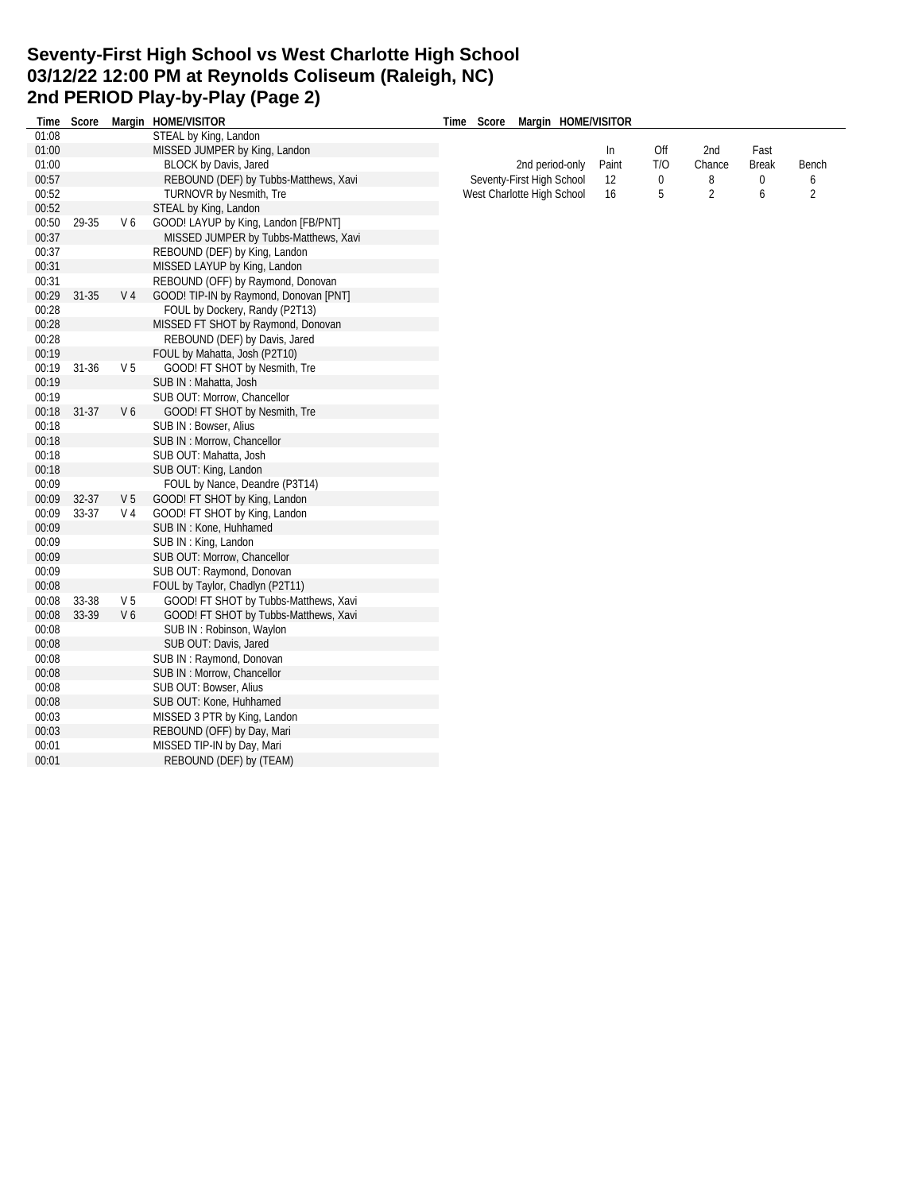# Seventy-First High School vs West Charlotte High School
# 03/12/22 12:00 PM at Reynolds Coliseum (Raleigh, NC)
# 2nd PERIOD Play-by-Play (Page 2)

| Time | Score | Margin | HOME/VISITOR |
|---|---|---|---|
| 01:08 | | | STEAL by King, Landon |
| 01:00 | | | MISSED JUMPER by King, Landon |
| 01:00 | | | BLOCK by Davis, Jared |
| 00:57 | | | REBOUND (DEF) by Tubbs-Matthews, Xavi |
| 00:52 | | | TURNOVR by Nesmith, Tre |
| 00:52 | | | STEAL by King, Landon |
| 00:50 | 29-35 | V 6 | GOOD! LAYUP by King, Landon [FB/PNT] |
| 00:37 | | | MISSED JUMPER by Tubbs-Matthews, Xavi |
| 00:37 | | | REBOUND (DEF) by King, Landon |
| 00:31 | | | MISSED LAYUP by King, Landon |
| 00:31 | | | REBOUND (OFF) by Raymond, Donovan |
| 00:29 | 31-35 | V 4 | GOOD! TIP-IN by Raymond, Donovan [PNT] |
| 00:28 | | | FOUL by Dockery, Randy (P2T13) |
| 00:28 | | | MISSED FT SHOT by Raymond, Donovan |
| 00:28 | | | REBOUND (DEF) by Davis, Jared |
| 00:19 | | | FOUL by Mahatta, Josh (P2T10) |
| 00:19 | 31-36 | V 5 | GOOD! FT SHOT by Nesmith, Tre |
| 00:19 | | | SUB IN : Mahatta, Josh |
| 00:19 | | | SUB OUT: Morrow, Chancellor |
| 00:18 | 31-37 | V 6 | GOOD! FT SHOT by Nesmith, Tre |
| 00:18 | | | SUB IN : Bowser, Alius |
| 00:18 | | | SUB IN : Morrow, Chancellor |
| 00:18 | | | SUB OUT: Mahatta, Josh |
| 00:18 | | | SUB OUT: King, Landon |
| 00:09 | | | FOUL by Nance, Deandre (P3T14) |
| 00:09 | 32-37 | V 5 | GOOD! FT SHOT by King, Landon |
| 00:09 | 33-37 | V 4 | GOOD! FT SHOT by King, Landon |
| 00:09 | | | SUB IN : Kone, Huhhamed |
| 00:09 | | | SUB IN : King, Landon |
| 00:09 | | | SUB OUT: Morrow, Chancellor |
| 00:09 | | | SUB OUT: Raymond, Donovan |
| 00:08 | | | FOUL by Taylor, Chadlyn (P2T11) |
| 00:08 | 33-38 | V 5 | GOOD! FT SHOT by Tubbs-Matthews, Xavi |
| 00:08 | 33-39 | V 6 | GOOD! FT SHOT by Tubbs-Matthews, Xavi |
| 00:08 | | | SUB IN : Robinson, Waylon |
| 00:08 | | | SUB OUT: Davis, Jared |
| 00:08 | | | SUB IN : Raymond, Donovan |
| 00:08 | | | SUB IN : Morrow, Chancellor |
| 00:08 | | | SUB OUT: Bowser, Alius |
| 00:08 | | | SUB OUT: Kone, Huhhamed |
| 00:03 | | | MISSED 3 PTR by King, Landon |
| 00:03 | | | REBOUND (OFF) by Day, Mari |
| 00:01 | | | MISSED TIP-IN by Day, Mari |
| 00:01 | | | REBOUND (DEF) by (TEAM) |

| 2nd period-only | In Paint | Off T/O | 2nd Chance | Fast Break | Bench |
|---|---|---|---|---|---|
| Seventy-First High School | 12 | 0 | 8 | 0 | 6 |
| West Charlotte High School | 16 | 5 | 2 | 6 | 2 |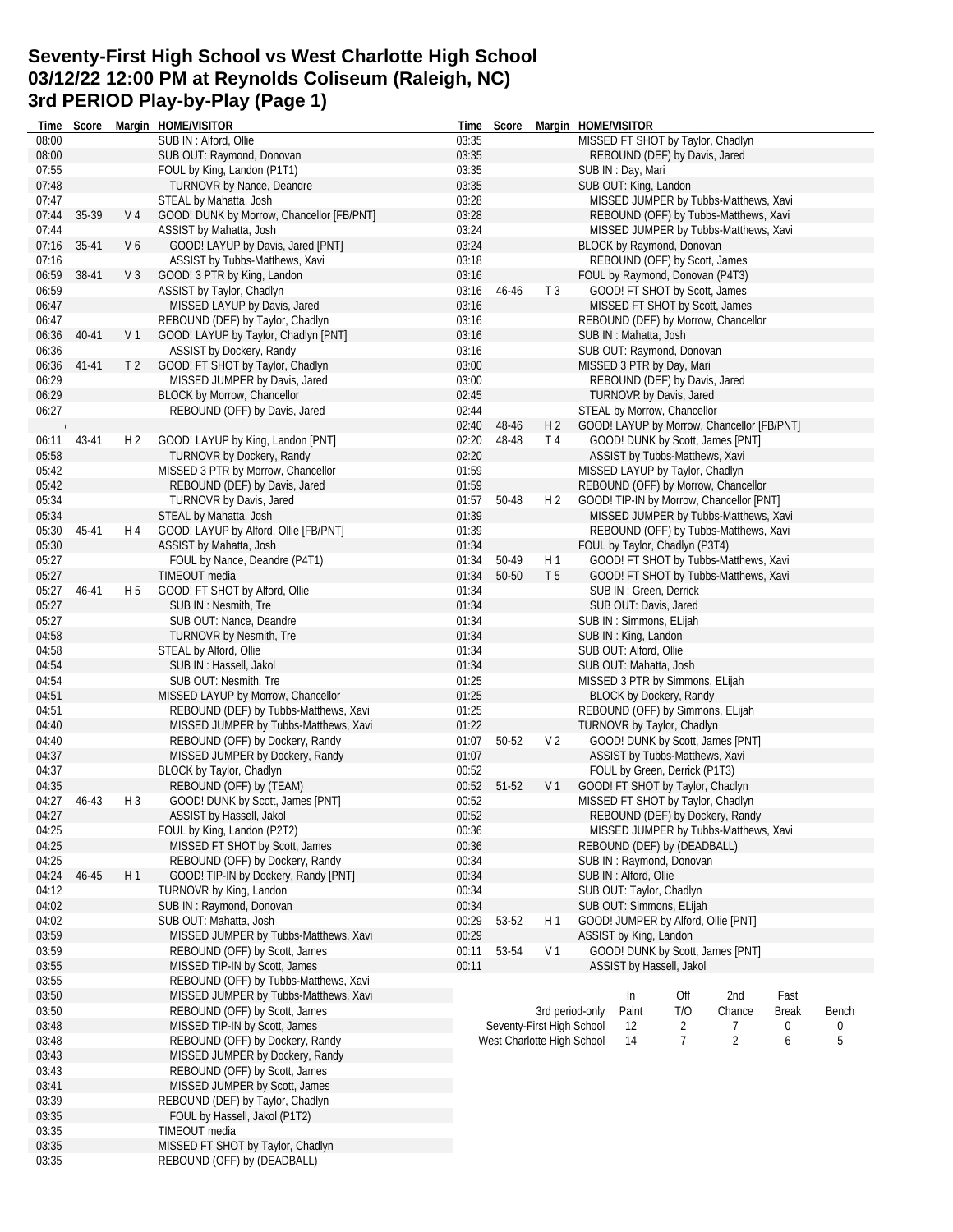# Seventy-First High School vs West Charlotte High School
## 03/12/22 12:00 PM at Reynolds Coliseum (Raleigh, NC)
## 3rd PERIOD Play-by-Play (Page 1)

| Time | Score | Margin | HOME/VISITOR |
|---|---|---|---|
| 08:00 | | | SUB IN : Alford, Ollie |
| 08:00 | | | SUB OUT: Raymond, Donovan |
| 07:55 | | | FOUL by King, Landon (P1T1) |
| 07:48 | | | TURNOVR by Nance, Deandre |
| 07:47 | | | STEAL by Mahatta, Josh |
| 07:44 | 35-39 | V 4 | GOOD! DUNK by Morrow, Chancellor [FB/PNT] |
| 07:44 | | | ASSIST by Mahatta, Josh |
| 07:16 | 35-41 | V 6 | GOOD! LAYUP by Davis, Jared [PNT] |
| 07:16 | | | ASSIST by Tubbs-Matthews, Xavi |
| 06:59 | 38-41 | V 3 | GOOD! 3 PTR by King, Landon |
| 06:59 | | | ASSIST by Taylor, Chadlyn |
| 06:47 | | | MISSED LAYUP by Davis, Jared |
| 06:47 | | | REBOUND (DEF) by Taylor, Chadlyn |
| 06:36 | 40-41 | V 1 | GOOD! LAYUP by Taylor, Chadlyn [PNT] |
| 06:36 | | | ASSIST by Dockery, Randy |
| 06:36 | 41-41 | T 2 | GOOD! FT SHOT by Taylor, Chadlyn |
| 06:29 | | | MISSED JUMPER by Davis, Jared |
| 06:29 | | | BLOCK by Morrow, Chancellor |
| 06:27 | | | REBOUND (OFF) by Davis, Jared |
| 06:11 | 43-41 | H 2 | GOOD! LAYUP by King, Landon [PNT] |
| 05:58 | | | TURNOVR by Dockery, Randy |
| 05:42 | | | MISSED 3 PTR by Morrow, Chancellor |
| 05:42 | | | REBOUND (DEF) by Davis, Jared |
| 05:34 | | | TURNOVR by Davis, Jared |
| 05:34 | | | STEAL by Mahatta, Josh |
| 05:30 | 45-41 | H 4 | GOOD! LAYUP by Alford, Ollie [FB/PNT] |
| 05:30 | | | ASSIST by Mahatta, Josh |
| 05:27 | | | FOUL by Nance, Deandre (P4T1) |
| 05:27 | | | TIMEOUT media |
| 05:27 | 46-41 | H 5 | GOOD! FT SHOT by Alford, Ollie |
| 05:27 | | | SUB IN : Nesmith, Tre |
| 05:27 | | | SUB OUT: Nance, Deandre |
| 04:58 | | | TURNOVR by Nesmith, Tre |
| 04:58 | | | STEAL by Alford, Ollie |
| 04:54 | | | SUB IN : Hassell, Jakol |
| 04:54 | | | SUB OUT: Nesmith, Tre |
| 04:51 | | | MISSED LAYUP by Morrow, Chancellor |
| 04:51 | | | REBOUND (DEF) by Tubbs-Matthews, Xavi |
| 04:40 | | | MISSED JUMPER by Tubbs-Matthews, Xavi |
| 04:40 | | | REBOUND (OFF) by Dockery, Randy |
| 04:37 | | | MISSED JUMPER by Dockery, Randy |
| 04:37 | | | BLOCK by Taylor, Chadlyn |
| 04:35 | | | REBOUND (OFF) by (TEAM) |
| 04:27 | 46-43 | H 3 | GOOD! DUNK by Scott, James [PNT] |
| 04:27 | | | ASSIST by Hassell, Jakol |
| 04:25 | | | FOUL by King, Landon (P2T2) |
| 04:25 | | | MISSED FT SHOT by Scott, James |
| 04:25 | | | REBOUND (OFF) by Dockery, Randy |
| 04:24 | 46-45 | H 1 | GOOD! TIP-IN by Dockery, Randy [PNT] |
| 04:12 | | | TURNOVR by King, Landon |
| 04:02 | | | SUB IN : Raymond, Donovan |
| 04:02 | | | SUB OUT: Mahatta, Josh |
| 03:59 | | | MISSED JUMPER by Tubbs-Matthews, Xavi |
| 03:59 | | | REBOUND (OFF) by Scott, James |
| 03:55 | | | MISSED TIP-IN by Scott, James |
| 03:55 | | | REBOUND (OFF) by Tubbs-Matthews, Xavi |
| 03:50 | | | MISSED JUMPER by Tubbs-Matthews, Xavi |
| 03:50 | | | REBOUND (OFF) by Scott, James |
| 03:48 | | | MISSED TIP-IN by Scott, James |
| 03:48 | | | REBOUND (OFF) by Dockery, Randy |
| 03:43 | | | MISSED JUMPER by Dockery, Randy |
| 03:43 | | | REBOUND (OFF) by Scott, James |
| 03:41 | | | MISSED JUMPER by Scott, James |
| 03:39 | | | REBOUND (DEF) by Taylor, Chadlyn |
| 03:35 | | | FOUL by Hassell, Jakol (P1T2) |
| 03:35 | | | TIMEOUT media |
| 03:35 | | | MISSED FT SHOT by Taylor, Chadlyn |
| 03:35 | | | REBOUND (OFF) by (DEADBALL) |
| 03:35 | | | MISSED FT SHOT by Taylor, Chadlyn |
| 03:35 | | | REBOUND (DEF) by Davis, Jared |
| 03:35 | | | SUB IN : Day, Mari |
| 03:35 | | | SUB OUT: King, Landon |
| 03:28 | | | MISSED JUMPER by Tubbs-Matthews, Xavi |
| 03:28 | | | REBOUND (OFF) by Tubbs-Matthews, Xavi |
| 03:24 | | | MISSED JUMPER by Tubbs-Matthews, Xavi |
| 03:24 | | | BLOCK by Raymond, Donovan |
| 03:18 | | | REBOUND (OFF) by Scott, James |
| 03:16 | | | FOUL by Raymond, Donovan (P4T3) |
| 03:16 | 46-46 | T 3 | GOOD! FT SHOT by Scott, James |
| 03:16 | | | MISSED FT SHOT by Scott, James |
| 03:16 | | | REBOUND (DEF) by Morrow, Chancellor |
| 03:16 | | | SUB IN : Mahatta, Josh |
| 03:16 | | | SUB OUT: Raymond, Donovan |
| 03:00 | | | MISSED 3 PTR by Day, Mari |
| 03:00 | | | REBOUND (DEF) by Davis, Jared |
| 02:45 | | | TURNOVR by Davis, Jared |
| 02:44 | | | STEAL by Morrow, Chancellor |
| 02:40 | 48-46 | H 2 | GOOD! LAYUP by Morrow, Chancellor [FB/PNT] |
| 02:20 | 48-48 | T 4 | GOOD! DUNK by Scott, James [PNT] |
| 02:20 | | | ASSIST by Tubbs-Matthews, Xavi |
| 01:59 | | | MISSED LAYUP by Taylor, Chadlyn |
| 01:59 | | | REBOUND (OFF) by Morrow, Chancellor |
| 01:57 | 50-48 | H 2 | GOOD! TIP-IN by Morrow, Chancellor [PNT] |
| 01:39 | | | MISSED JUMPER by Tubbs-Matthews, Xavi |
| 01:39 | | | REBOUND (OFF) by Tubbs-Matthews, Xavi |
| 01:34 | | | FOUL by Taylor, Chadlyn (P3T4) |
| 01:34 | 50-49 | H 1 | GOOD! FT SHOT by Tubbs-Matthews, Xavi |
| 01:34 | 50-50 | T 5 | GOOD! FT SHOT by Tubbs-Matthews, Xavi |
| 01:34 | | | SUB IN : Green, Derrick |
| 01:34 | | | SUB OUT: Davis, Jared |
| 01:34 | | | SUB IN : Simmons, ELijah |
| 01:34 | | | SUB IN : King, Landon |
| 01:34 | | | SUB OUT: Alford, Ollie |
| 01:34 | | | SUB OUT: Mahatta, Josh |
| 01:25 | | | MISSED 3 PTR by Simmons, ELijah |
| 01:25 | | | BLOCK by Dockery, Randy |
| 01:25 | | | REBOUND (OFF) by Simmons, ELijah |
| 01:22 | | | TURNOVR by Taylor, Chadlyn |
| 01:07 | 50-52 | V 2 | GOOD! DUNK by Scott, James [PNT] |
| 01:07 | | | ASSIST by Tubbs-Matthews, Xavi |
| 00:52 | | | FOUL by Green, Derrick (P1T3) |
| 00:52 | 51-52 | V 1 | GOOD! FT SHOT by Taylor, Chadlyn |
| 00:52 | | | MISSED FT SHOT by Taylor, Chadlyn |
| 00:52 | | | REBOUND (DEF) by Dockery, Randy |
| 00:36 | | | MISSED JUMPER by Tubbs-Matthews, Xavi |
| 00:36 | | | REBOUND (DEF) by (DEADBALL) |
| 00:34 | | | SUB IN : Raymond, Donovan |
| 00:34 | | | SUB IN : Alford, Ollie |
| 00:34 | | | SUB OUT: Taylor, Chadlyn |
| 00:34 | | | SUB OUT: Simmons, ELijah |
| 00:29 | 53-52 | H 1 | GOOD! JUMPER by Alford, Ollie [PNT] |
| 00:29 | | | ASSIST by King, Landon |
| 00:11 | 53-54 | V 1 | GOOD! DUNK by Scott, James [PNT] |
| 00:11 | | | ASSIST by Hassell, Jakol |

| 3rd period-only | In Paint | Off T/O | 2nd Chance | Fast Break | Bench |
|---|---|---|---|---|---|
| Seventy-First High School | 12 | 2 | 7 | 0 | 0 |
| West Charlotte High School | 14 | 7 | 2 | 6 | 5 |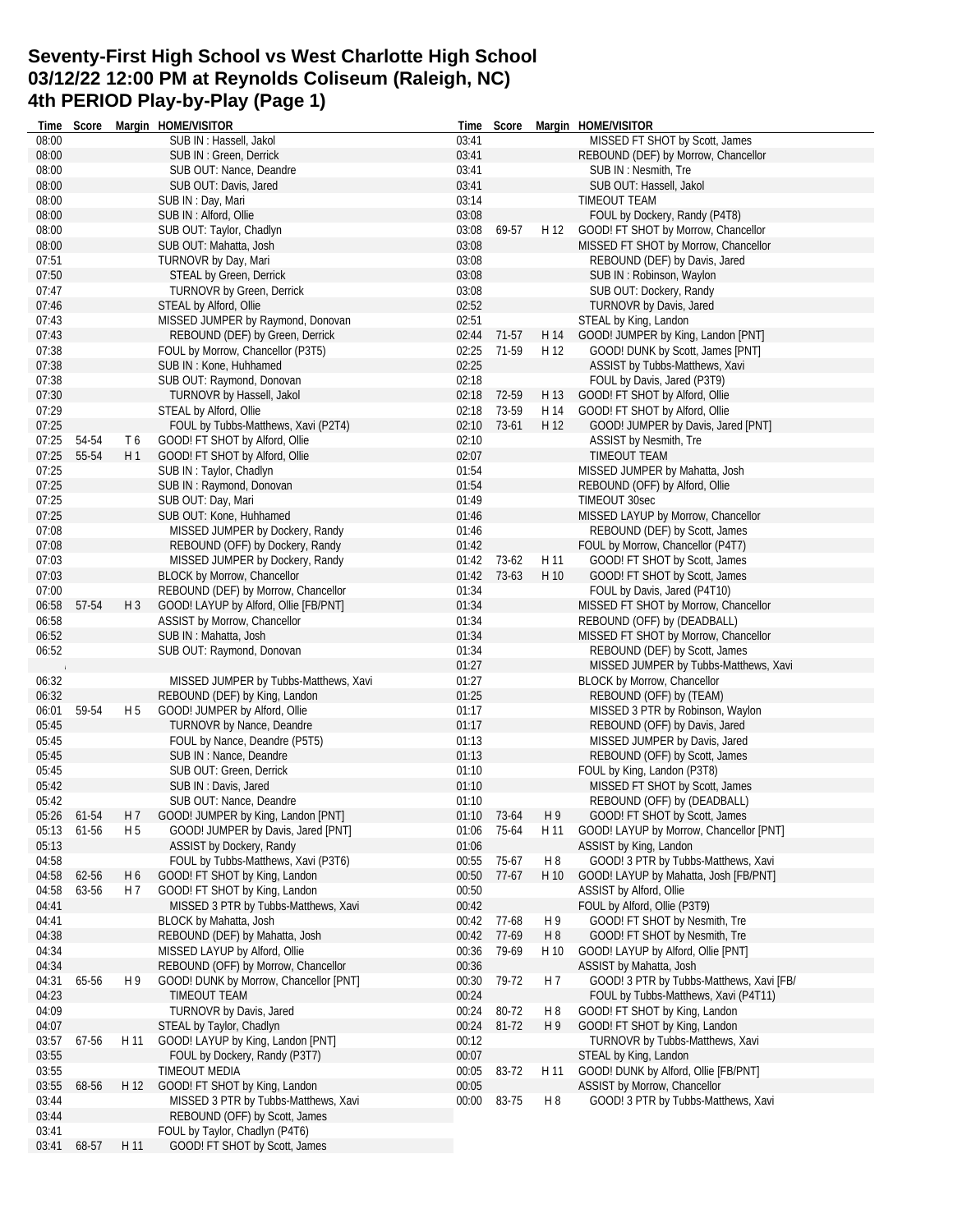# Seventy-First High School vs West Charlotte High School
# 03/12/22 12:00 PM at Reynolds Coliseum (Raleigh, NC)
# 4th PERIOD Play-by-Play (Page 1)

| Time | Score | Margin | HOME/VISITOR |
|---|---|---|---|
| 08:00 | | | SUB IN : Hassell, Jakol |
| 08:00 | | | SUB IN : Green, Derrick |
| 08:00 | | | SUB OUT: Nance, Deandre |
| 08:00 | | | SUB OUT: Davis, Jared |
| 08:00 | | | SUB IN : Day, Mari |
| 08:00 | | | SUB IN : Alford, Ollie |
| 08:00 | | | SUB OUT: Taylor, Chadlyn |
| 08:00 | | | SUB OUT: Mahatta, Josh |
| 07:51 | | | TURNOVR by Day, Mari |
| 07:50 | | | STEAL by Green, Derrick |
| 07:47 | | | TURNOVR by Green, Derrick |
| 07:46 | | | STEAL by Alford, Ollie |
| 07:43 | | | MISSED JUMPER by Raymond, Donovan |
| 07:43 | | | REBOUND (DEF) by Green, Derrick |
| 07:38 | | | FOUL by Morrow, Chancellor (P3T5) |
| 07:38 | | | SUB IN : Kone, Huhhamed |
| 07:38 | | | SUB OUT: Raymond, Donovan |
| 07:30 | | | TURNOVR by Hassell, Jakol |
| 07:29 | | | STEAL by Alford, Ollie |
| 07:25 | | | FOUL by Tubbs-Matthews, Xavi (P2T4) |
| 07:25 | 54-54 | T 6 | GOOD! FT SHOT by Alford, Ollie |
| 07:25 | 55-54 | H 1 | GOOD! FT SHOT by Alford, Ollie |
| 07:25 | | | SUB IN : Taylor, Chadlyn |
| 07:25 | | | SUB IN : Raymond, Donovan |
| 07:25 | | | SUB OUT: Day, Mari |
| 07:25 | | | SUB OUT: Kone, Huhhamed |
| 07:08 | | | MISSED JUMPER by Dockery, Randy |
| 07:08 | | | REBOUND (OFF) by Dockery, Randy |
| 07:03 | | | MISSED JUMPER by Dockery, Randy |
| 07:03 | | | BLOCK by Morrow, Chancellor |
| 07:00 | | | REBOUND (DEF) by Morrow, Chancellor |
| 06:58 | 57-54 | H 3 | GOOD! LAYUP by Alford, Ollie [FB/PNT] |
| 06:58 | | | ASSIST by Morrow, Chancellor |
| 06:52 | | | SUB IN : Mahatta, Josh |
| 06:52 | | | SUB OUT: Raymond, Donovan |
| 06:32 | | | MISSED JUMPER by Tubbs-Matthews, Xavi |
| 06:32 | | | REBOUND (DEF) by King, Landon |
| 06:01 | 59-54 | H 5 | GOOD! JUMPER by Alford, Ollie |
| 05:45 | | | TURNOVR by Nance, Deandre |
| 05:45 | | | FOUL by Nance, Deandre (P5T5) |
| 05:45 | | | SUB IN : Nance, Deandre |
| 05:45 | | | SUB OUT: Green, Derrick |
| 05:42 | | | SUB IN : Davis, Jared |
| 05:42 | | | SUB OUT: Nance, Deandre |
| 05:26 | 61-54 | H 7 | GOOD! JUMPER by King, Landon [PNT] |
| 05:13 | 61-56 | H 5 | GOOD! JUMPER by Davis, Jared [PNT] |
| 05:13 | | | ASSIST by Dockery, Randy |
| 04:58 | | | FOUL by Tubbs-Matthews, Xavi (P3T6) |
| 04:58 | 62-56 | H 6 | GOOD! FT SHOT by King, Landon |
| 04:58 | 63-56 | H 7 | GOOD! FT SHOT by King, Landon |
| 04:41 | | | MISSED 3 PTR by Tubbs-Matthews, Xavi |
| 04:41 | | | BLOCK by Mahatta, Josh |
| 04:38 | | | REBOUND (DEF) by Mahatta, Josh |
| 04:34 | | | MISSED LAYUP by Alford, Ollie |
| 04:34 | | | REBOUND (OFF) by Morrow, Chancellor |
| 04:31 | 65-56 | H 9 | GOOD! DUNK by Morrow, Chancellor [PNT] |
| 04:23 | | | TIMEOUT TEAM |
| 04:09 | | | TURNOVR by Davis, Jared |
| 04:07 | | | STEAL by Taylor, Chadlyn |
| 03:57 | 67-56 | H 11 | GOOD! LAYUP by King, Landon [PNT] |
| 03:55 | | | FOUL by Dockery, Randy (P3T7) |
| 03:55 | | | TIMEOUT MEDIA |
| 03:55 | 68-56 | H 12 | GOOD! FT SHOT by King, Landon |
| 03:44 | | | MISSED 3 PTR by Tubbs-Matthews, Xavi |
| 03:44 | | | REBOUND (OFF) by Scott, James |
| 03:41 | | | FOUL by Taylor, Chadlyn (P4T6) |
| 03:41 | 68-57 | H 11 | GOOD! FT SHOT by Scott, James |
| 03:41 | | | MISSED FT SHOT by Scott, James |
| 03:41 | | | REBOUND (DEF) by Morrow, Chancellor |
| 03:41 | | | SUB IN : Nesmith, Tre |
| 03:41 | | | SUB OUT: Hassell, Jakol |
| 03:14 | | | TIMEOUT TEAM |
| 03:08 | | | FOUL by Dockery, Randy (P4T8) |
| 03:08 | 69-57 | H 12 | GOOD! FT SHOT by Morrow, Chancellor |
| 03:08 | | | MISSED FT SHOT by Morrow, Chancellor |
| 03:08 | | | REBOUND (DEF) by Davis, Jared |
| 03:08 | | | SUB IN : Robinson, Waylon |
| 03:08 | | | SUB OUT: Dockery, Randy |
| 02:52 | | | TURNOVR by Davis, Jared |
| 02:51 | | | STEAL by King, Landon |
| 02:44 | 71-57 | H 14 | GOOD! JUMPER by King, Landon [PNT] |
| 02:25 | 71-59 | H 12 | GOOD! DUNK by Scott, James [PNT] |
| 02:25 | | | ASSIST by Tubbs-Matthews, Xavi |
| 02:18 | | | FOUL by Davis, Jared (P3T9) |
| 02:18 | 72-59 | H 13 | GOOD! FT SHOT by Alford, Ollie |
| 02:18 | 73-59 | H 14 | GOOD! FT SHOT by Alford, Ollie |
| 02:10 | 73-61 | H 12 | GOOD! JUMPER by Davis, Jared [PNT] |
| 02:10 | | | ASSIST by Nesmith, Tre |
| 02:07 | | | TIMEOUT TEAM |
| 01:54 | | | MISSED JUMPER by Mahatta, Josh |
| 01:54 | | | REBOUND (OFF) by Alford, Ollie |
| 01:49 | | | TIMEOUT 30sec |
| 01:46 | | | MISSED LAYUP by Morrow, Chancellor |
| 01:46 | | | REBOUND (DEF) by Scott, James |
| 01:42 | | | FOUL by Morrow, Chancellor (P4T7) |
| 01:42 | 73-62 | H 11 | GOOD! FT SHOT by Scott, James |
| 01:42 | 73-63 | H 10 | GOOD! FT SHOT by Scott, James |
| 01:34 | | | FOUL by Davis, Jared (P4T10) |
| 01:34 | | | MISSED FT SHOT by Morrow, Chancellor |
| 01:34 | | | REBOUND (OFF) by (DEADBALL) |
| 01:34 | | | MISSED FT SHOT by Morrow, Chancellor |
| 01:34 | | | REBOUND (DEF) by Scott, James |
| 01:27 | | | MISSED JUMPER by Tubbs-Matthews, Xavi |
| 01:27 | | | BLOCK by Morrow, Chancellor |
| 01:25 | | | REBOUND (OFF) by (TEAM) |
| 01:17 | | | MISSED 3 PTR by Robinson, Waylon |
| 01:17 | | | REBOUND (OFF) by Davis, Jared |
| 01:13 | | | MISSED JUMPER by Davis, Jared |
| 01:13 | | | REBOUND (OFF) by Scott, James |
| 01:10 | | | FOUL by King, Landon (P3T8) |
| 01:10 | | | MISSED FT SHOT by Scott, James |
| 01:10 | | | REBOUND (OFF) by (DEADBALL) |
| 01:10 | 73-64 | H 9 | GOOD! FT SHOT by Scott, James |
| 01:06 | 75-64 | H 11 | GOOD! LAYUP by Morrow, Chancellor [PNT] |
| 01:06 | | | ASSIST by King, Landon |
| 00:55 | 75-67 | H 8 | GOOD! 3 PTR by Tubbs-Matthews, Xavi |
| 00:50 | 77-67 | H 10 | GOOD! LAYUP by Mahatta, Josh [FB/PNT] |
| 00:50 | | | ASSIST by Alford, Ollie |
| 00:42 | | | FOUL by Alford, Ollie (P3T9) |
| 00:42 | 77-68 | H 9 | GOOD! FT SHOT by Nesmith, Tre |
| 00:42 | 77-69 | H 8 | GOOD! FT SHOT by Nesmith, Tre |
| 00:36 | 79-69 | H 10 | GOOD! LAYUP by Alford, Ollie [PNT] |
| 00:36 | | | ASSIST by Mahatta, Josh |
| 00:30 | 79-72 | H 7 | GOOD! 3 PTR by Tubbs-Matthews, Xavi [FB/ |
| 00:24 | | | FOUL by Tubbs-Matthews, Xavi (P4T11) |
| 00:24 | 80-72 | H 8 | GOOD! FT SHOT by King, Landon |
| 00:24 | 81-72 | H 9 | GOOD! FT SHOT by King, Landon |
| 00:12 | | | TURNOVR by Tubbs-Matthews, Xavi |
| 00:07 | | | STEAL by King, Landon |
| 00:05 | 83-72 | H 11 | GOOD! DUNK by Alford, Ollie [FB/PNT] |
| 00:05 | | | ASSIST by Morrow, Chancellor |
| 00:00 | 83-75 | H 8 | GOOD! 3 PTR by Tubbs-Matthews, Xavi |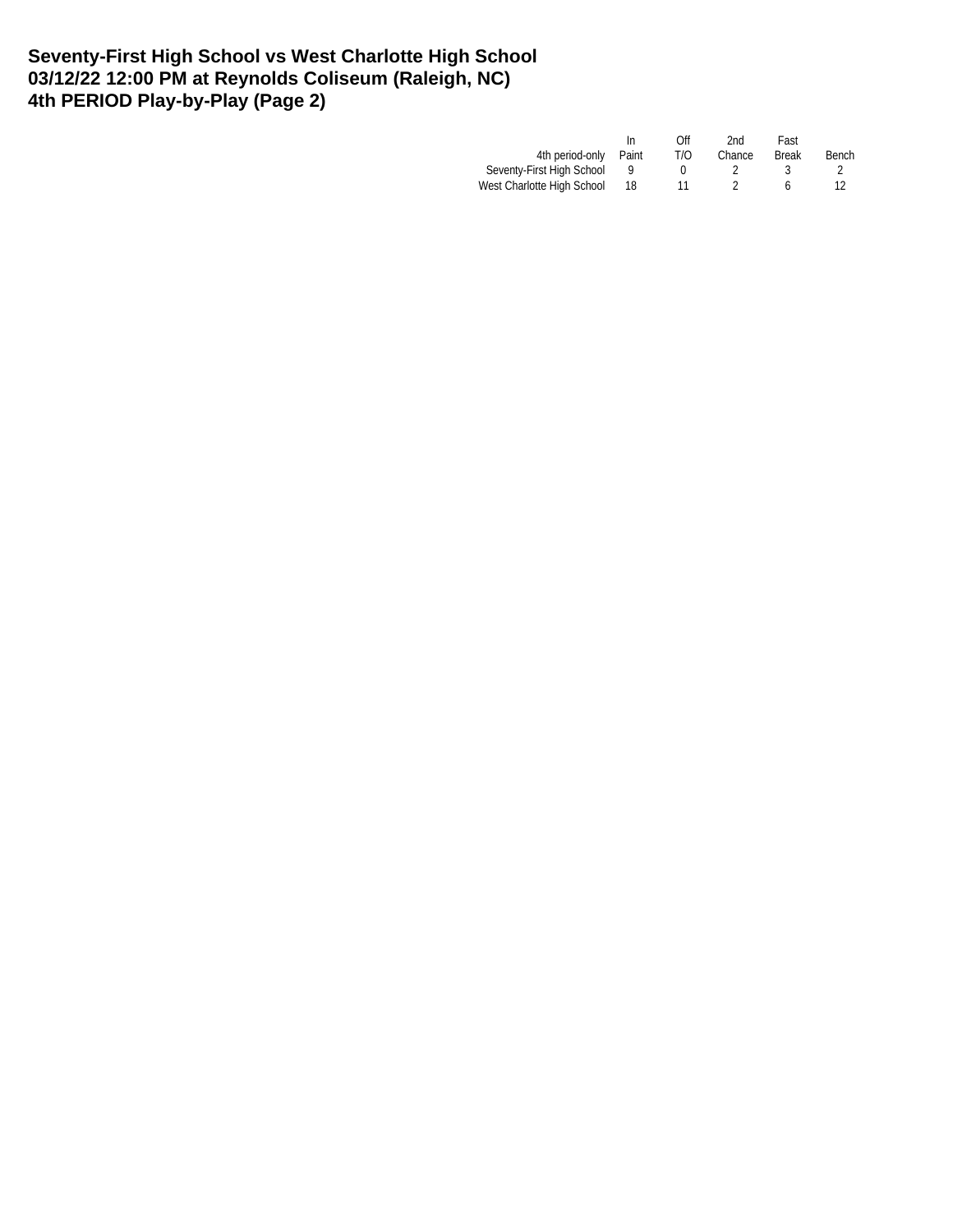# Seventy-First High School vs West Charlotte High School
# 03/12/22 12:00 PM at Reynolds Coliseum (Raleigh, NC)
# 4th PERIOD Play-by-Play (Page 2)

| 4th period-only | In Paint | Off T/O | 2nd Chance | Fast Break | Bench |
|---|---|---|---|---|---|
| Seventy-First High School | 9 | 0 | 2 | 3 | 2 |
| West Charlotte High School | 18 | 11 | 2 | 6 | 12 |